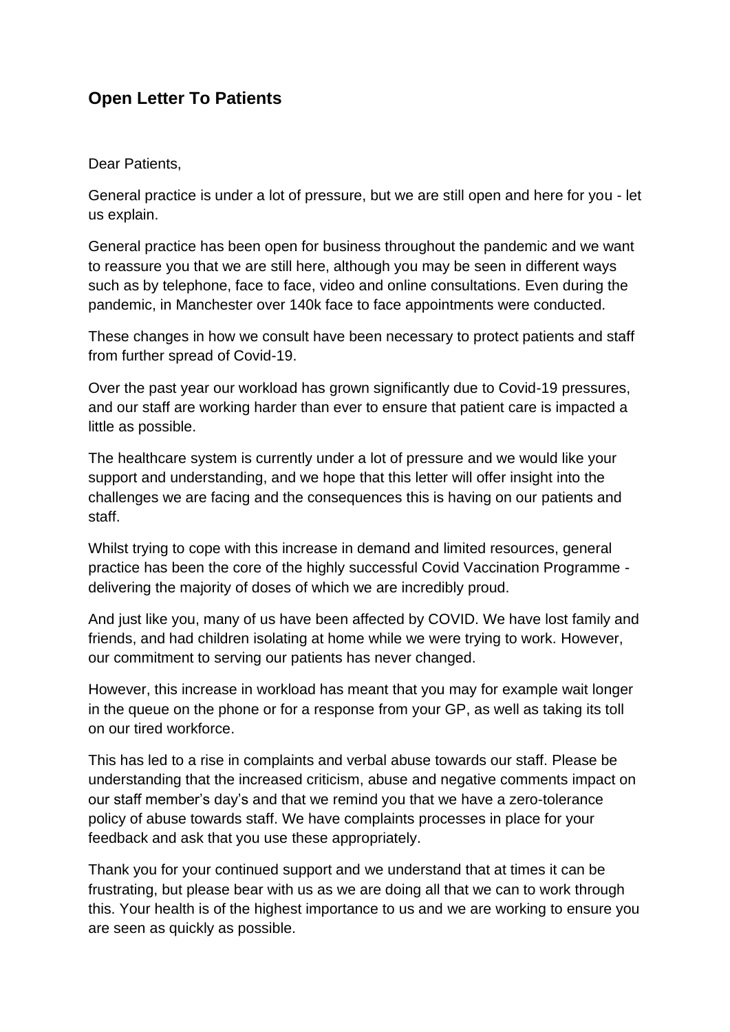## Open Letter To Patients

Dear Patients,

General practice is under a lot of pressure, but we are still open and here for you - let us explain.

General practice has been open for business throughout the pandemic and we want to reassure you that we are still here, although you may be seen in different ways such as by telephone, face to face, video and online consultations. Even during the pandemic, in Manchester over 140k face to face appointments were conducted.

These changes in how we consult have been necessary to protect patients and staff from further spread of Covid-19.

Over the past year our workload has grown significantly due to Covid-19 pressures, and our staff are working harder than ever to ensure that patient care is impacted a little as possible.

The healthcare system is currently under a lot of pressure and we would like your support and understanding, and we hope that this letter will offer insight into the challenges we are facing and the consequences this is having on our patients and staff.

Whilst trying to cope with this increase in demand and limited resources, general practice has been the core of the highly successful Covid Vaccination Programme - delivering the majority of doses of which we are incredibly proud.

And just like you, many of us have been affected by COVID. We have lost family and friends, and had children isolating at home while we were trying to work. However, our commitment to serving our patients has never changed.

However, this increase in workload has meant that you may for example wait longer in the queue on the phone or for a response from your GP, as well as taking its toll on our tired workforce.

This has led to a rise in complaints and verbal abuse towards our staff. Please be understanding that the increased criticism, abuse and negative comments impact on our staff member's day's and that we remind you that we have a zero-tolerance policy of abuse towards staff. We have complaints processes in place for your feedback and ask that you use these appropriately.

Thank you for your continued support and we understand that at times it can be frustrating, but please bear with us as we are doing all that we can to work through this. Your health is of the highest importance to us and we are working to ensure you are seen as quickly as possible.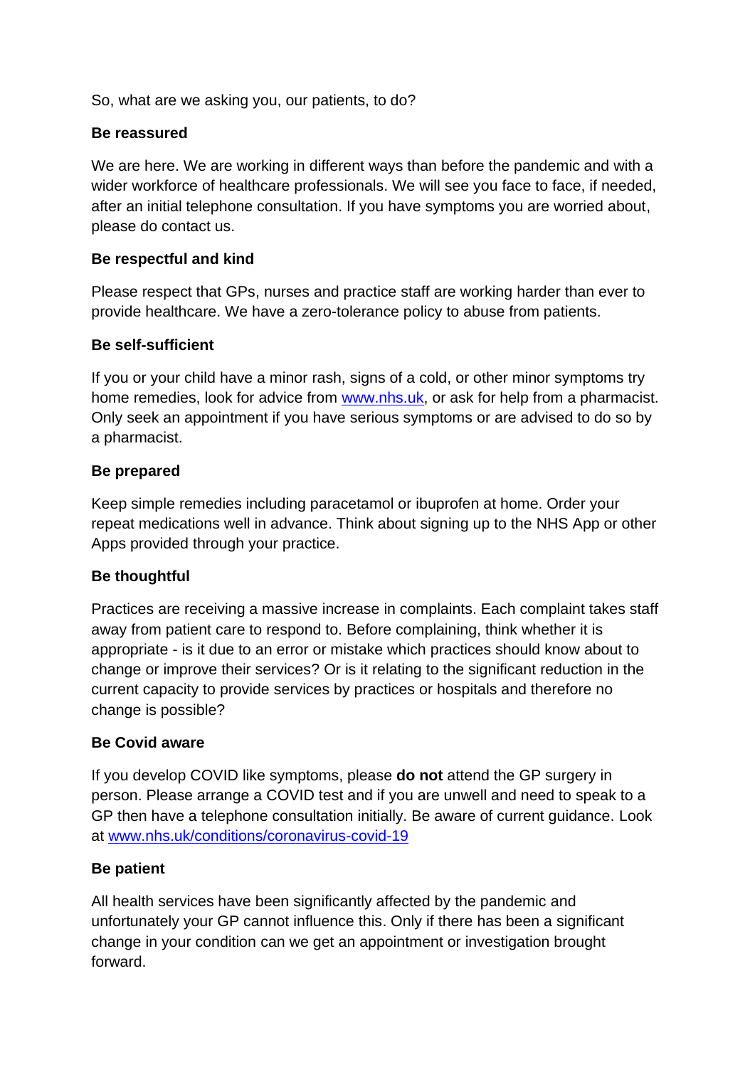So, what are we asking you, our patients, to do?

**Be reassured**

We are here. We are working in different ways than before the pandemic and with a wider workforce of healthcare professionals. We will see you face to face, if needed, after an initial telephone consultation. If you have symptoms you are worried about, please do contact us.

**Be respectful and kind**

Please respect that GPs, nurses and practice staff are working harder than ever to provide healthcare. We have a zero-tolerance policy to abuse from patients.

**Be self-sufficient**

If you or your child have a minor rash, signs of a cold, or other minor symptoms try home remedies, look for advice from [www.nhs.uk](http://www.nhs.uk), or ask for help from a pharmacist. Only seek an appointment if you have serious symptoms or are advised to do so by a pharmacist.

**Be prepared**

Keep simple remedies including paracetamol or ibuprofen at home. Order your repeat medications well in advance. Think about signing up to the NHS App or other Apps provided through your practice.

**Be thoughtful**

Practices are receiving a massive increase in complaints. Each complaint takes staff away from patient care to respond to. Before complaining, think whether it is appropriate - is it due to an error or mistake which practices should know about to change or improve their services? Or is it relating to the significant reduction in the current capacity to provide services by practices or hospitals and therefore no change is possible?

**Be Covid aware**

If you develop COVID like symptoms, please **do not** attend the GP surgery in person. Please arrange a COVID test and if you are unwell and need to speak to a GP then have a telephone consultation initially. Be aware of current guidance. Look at [www.nhs.uk/conditions/coronavirus-covid-19](http://www.nhs.uk/conditions/coronavirus-covid-19)

**Be patient**

All health services have been significantly affected by the pandemic and unfortunately your GP cannot influence this. Only if there has been a significant change in your condition can we get an appointment or investigation brought forward.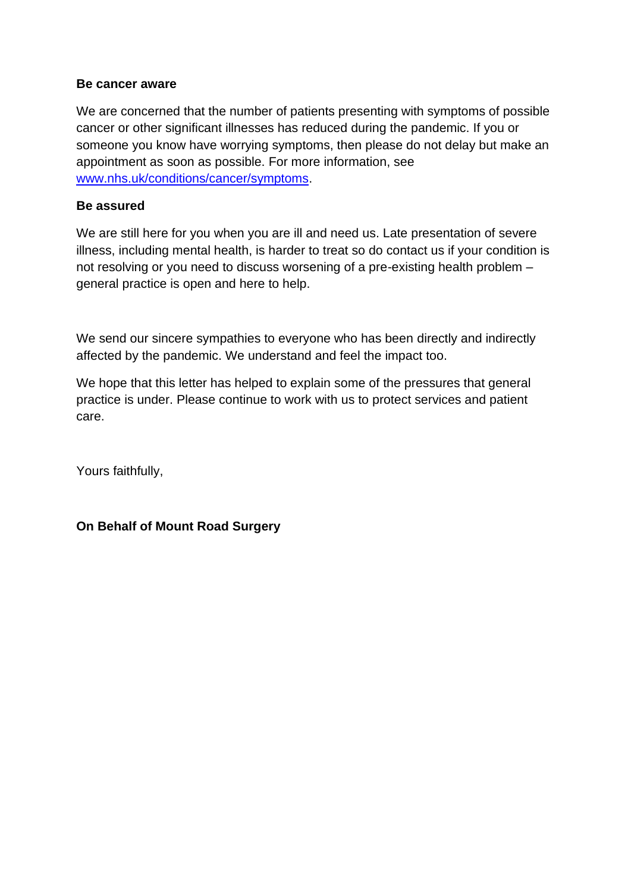**Be cancer aware**

We are concerned that the number of patients presenting with symptoms of possible cancer or other significant illnesses has reduced during the pandemic. If you or someone you know have worrying symptoms, then please do not delay but make an appointment as soon as possible. For more information, see [www.nhs.uk/conditions/cancer/symptoms](http://www.nhs.uk/conditions/cancer/symptoms).

**Be assured**

We are still here for you when you are ill and need us. Late presentation of severe illness, including mental health, is harder to treat so do contact us if your condition is not resolving or you need to discuss worsening of a pre-existing health problem – general practice is open and here to help.

We send our sincere sympathies to everyone who has been directly and indirectly affected by the pandemic. We understand and feel the impact too.

We hope that this letter has helped to explain some of the pressures that general practice is under. Please continue to work with us to protect services and patient care.

Yours faithfully,

**On Behalf of Mount Road Surgery**